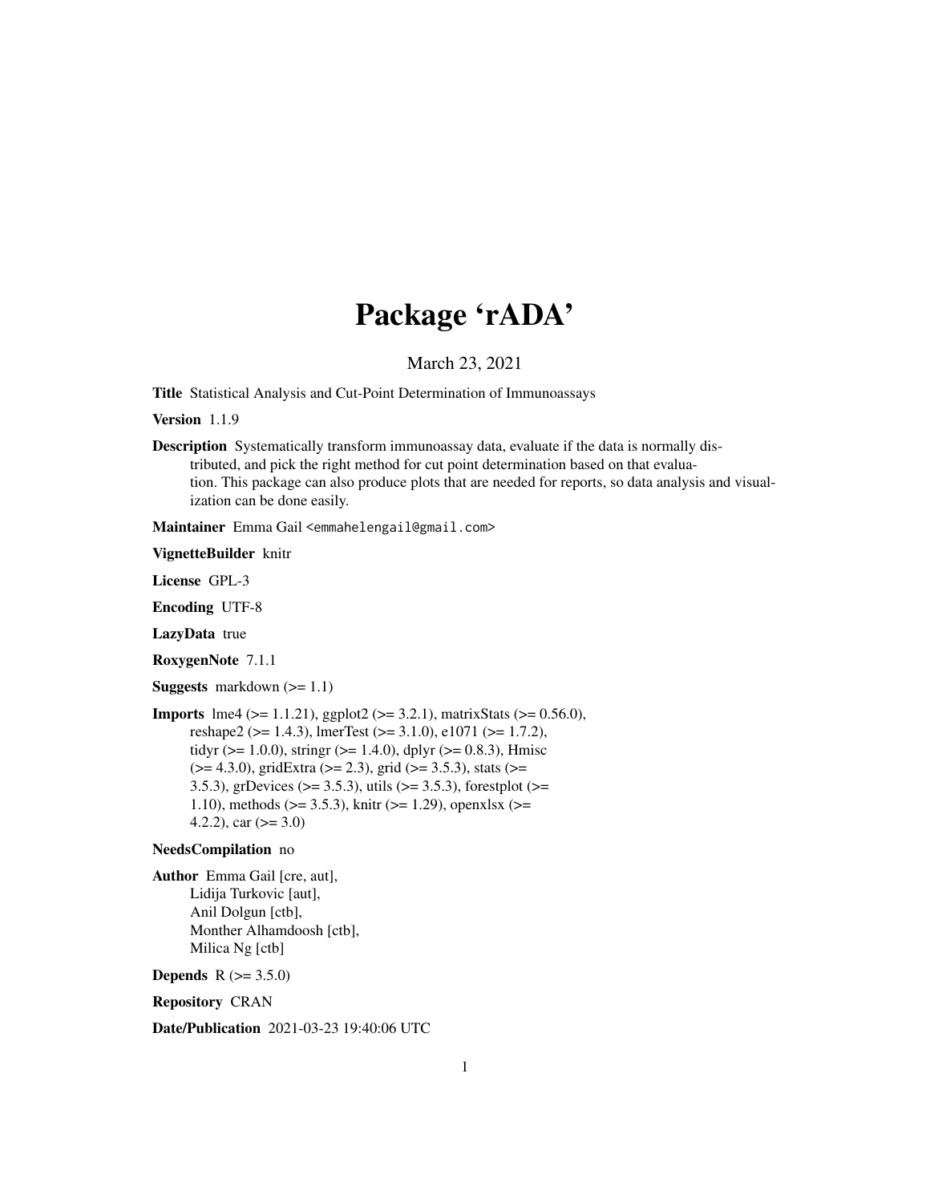# Package 'rADA'

March 23, 2021

**Title** Statistical Analysis and Cut-Point Determination of Immunoassays

**Version** 1.1.9

**Description** Systematically transform immunoassay data, evaluate if the data is normally distributed, and pick the right method for cut point determination based on that evaluation. This package can also produce plots that are needed for reports, so data analysis and visualization can be done easily.

**Maintainer** Emma Gail <emmahelengail@gmail.com>

**VignetteBuilder** knitr

**License** GPL-3

**Encoding** UTF-8

**LazyData** true

**RoxygenNote** 7.1.1

**Suggests** markdown (>= 1.1)

**Imports** lme4 (>= 1.1.21), ggplot2 (>= 3.2.1), matrixStats (>= 0.56.0), reshape2 (>= 1.4.3), lmerTest (>= 3.1.0), e1071 (>= 1.7.2), tidyr (>= 1.0.0), stringr (>= 1.4.0), dplyr (>= 0.8.3), Hmisc (>= 4.3.0), gridExtra (>= 2.3), grid (>= 3.5.3), stats (>= 3.5.3), grDevices (>= 3.5.3), utils (>= 3.5.3), forestplot (>= 1.10), methods (>= 3.5.3), knitr (>= 1.29), openxlsx (>= 4.2.2), car (>= 3.0)

**NeedsCompilation** no

**Author** Emma Gail [cre, aut],
Lidija Turkovic [aut],
Anil Dolgun [ctb],
Monther Alhamdoosh [ctb],
Milica Ng [ctb]

**Depends** R (>= 3.5.0)

**Repository** CRAN

**Date/Publication** 2021-03-23 19:40:06 UTC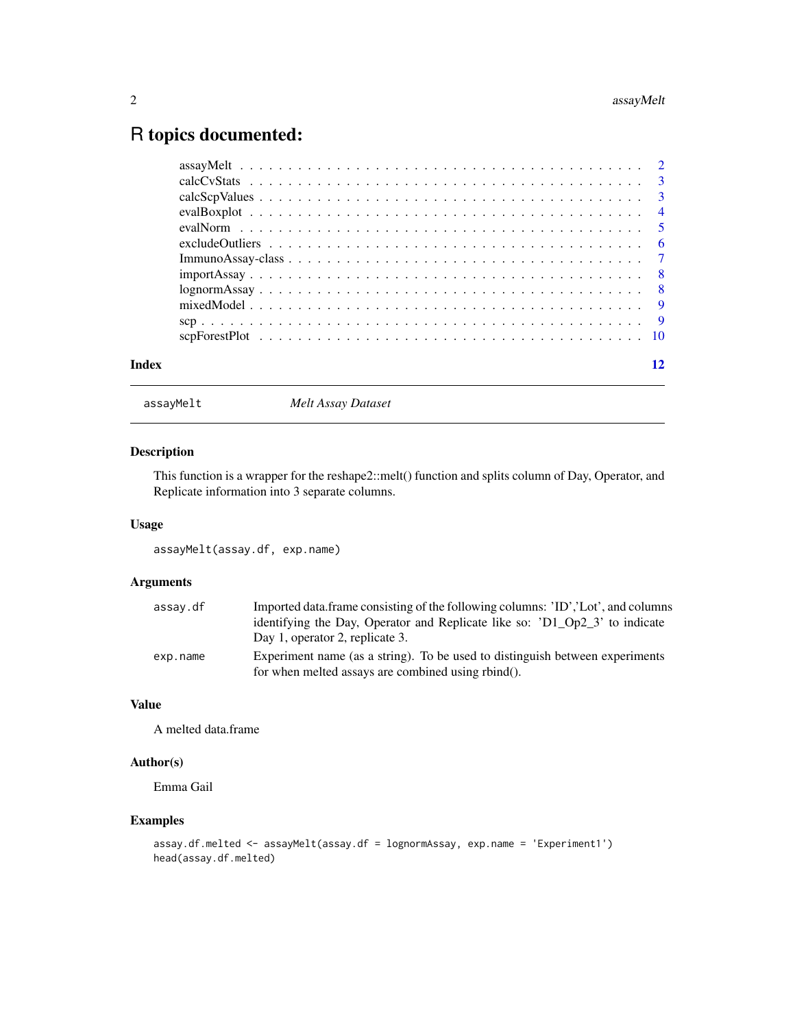# R topics documented:

| | |
|---|---|
| assayMelt | 2 |
| calcCvStats | 3 |
| calcScpValues | 3 |
| evalBoxplot | 4 |
| evalNorm | 5 |
| excludeOutliers | 6 |
| ImmunoAssay-class | 7 |
| importAssay | 8 |
| lognormAssay | 8 |
| mixedModel | 9 |
| scp | 9 |
| scpForestPlot | 10 |
| **Index** | **12** |

---

`assayMelt` *Melt Assay Dataset*

---

## Description

This function is a wrapper for the reshape2::melt() function and splits column of Day, Operator, and Replicate information into 3 separate columns.

## Usage

```
assayMelt(assay.df, exp.name)
```

## Arguments

| | |
|---|---|
| `assay.df` | Imported data.frame consisting of the following columns: 'ID','Lot', and columns identifying the Day, Operator and Replicate like so: 'D1_Op2_3' to indicate Day 1, operator 2, replicate 3. |
| `exp.name` | Experiment name (as a string). To be used to distinguish between experiments for when melted assays are combined using rbind(). |

## Value

A melted data.frame

## Author(s)

Emma Gail

## Examples

```
assay.df.melted <- assayMelt(assay.df = lognormAssay, exp.name = 'Experiment1')
head(assay.df.melted)
```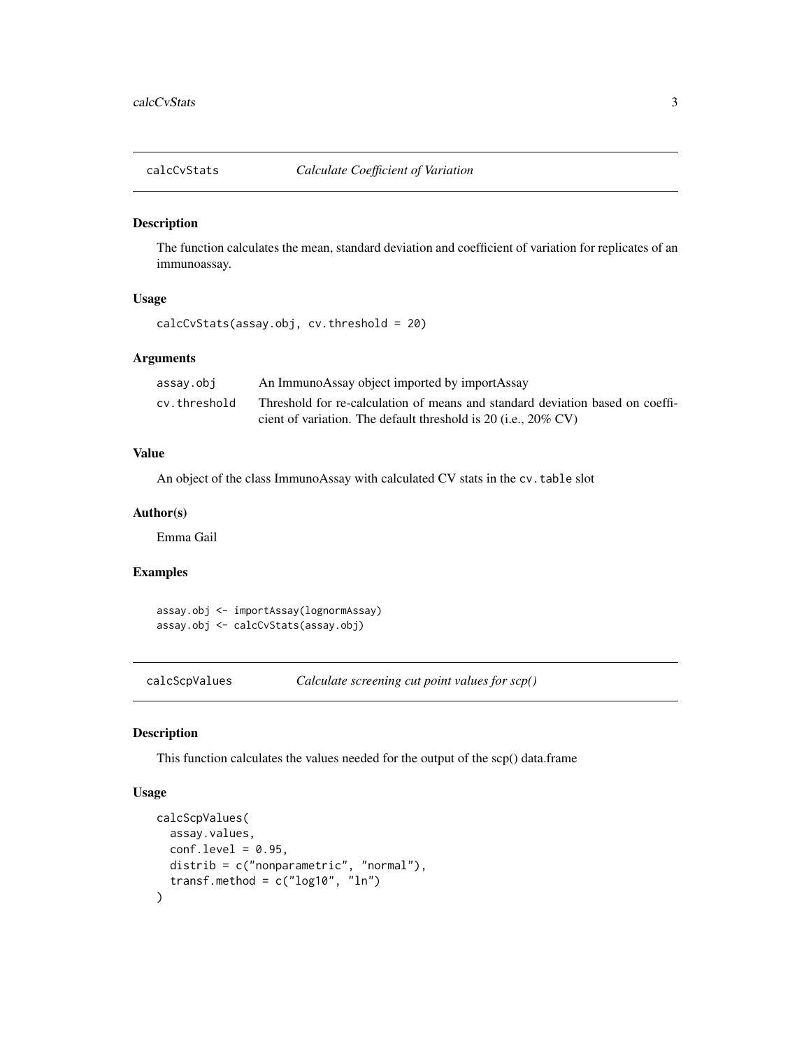## calcCvStats *Calculate Coefficient of Variation*

### Description

The function calculates the mean, standard deviation and coefficient of variation for replicates of an immunoassay.

### Usage

```
calcCvStats(assay.obj, cv.threshold = 20)
```

### Arguments

| | |
|---|---|
| assay.obj | An ImmunoAssay object imported by importAssay |
| cv.threshold | Threshold for re-calculation of means and standard deviation based on coefficient of variation. The default threshold is 20 (i.e., 20% CV) |

### Value

An object of the class ImmunoAssay with calculated CV stats in the `cv.table` slot

### Author(s)

Emma Gail

### Examples

```
assay.obj <- importAssay(lognormAssay)
assay.obj <- calcCvStats(assay.obj)
```

## calcScpValues *Calculate screening cut point values for scp()*

### Description

This function calculates the values needed for the output of the scp() data.frame

### Usage

```
calcScpValues(
  assay.values,
  conf.level = 0.95,
  distrib = c("nonparametric", "normal"),
  transf.method = c("log10", "ln")
)
```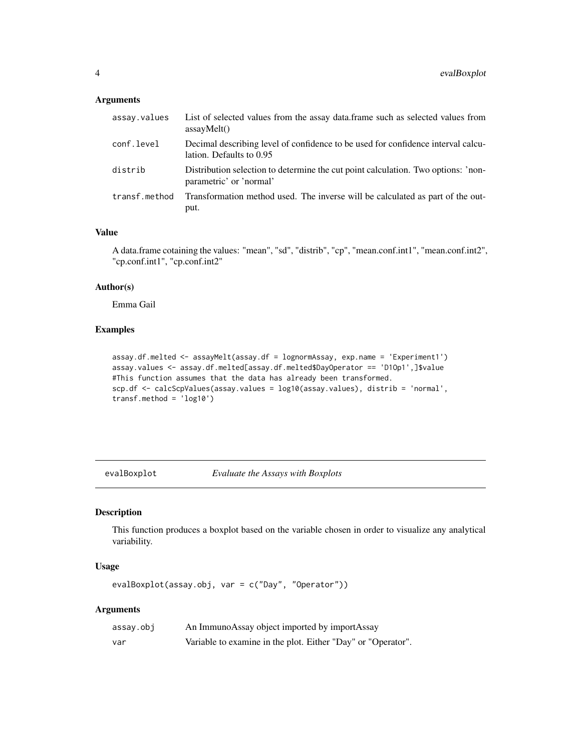### Arguments

| | |
|---|---|
| assay.values | List of selected values from the assay data.frame such as selected values from assayMelt() |
| conf.level | Decimal describing level of confidence to be used for confidence interval calculation. Defaults to 0.95 |
| distrib | Distribution selection to determine the cut point calculation. Two options: 'non-parametric' or 'normal' |
| transf.method | Transformation method used. The inverse will be calculated as part of the output. |

### Value

A data.frame cotaining the values: "mean", "sd", "distrib", "cp", "mean.conf.int1", "mean.conf.int2", "cp.conf.int1", "cp.conf.int2"

### Author(s)

Emma Gail

### Examples

```
assay.df.melted <- assayMelt(assay.df = lognormAssay, exp.name = 'Experiment1')
assay.values <- assay.df.melted[assay.df.melted$DayOperator == 'D1Op1',]$value
#This function assumes that the data has already been transformed.
scp.df <- calcScpValues(assay.values = log10(assay.values), distrib = 'normal',
transf.method = 'log10')
```

---

## evalBoxplot    *Evaluate the Assays with Boxplots*

### Description

This function produces a boxplot based on the variable chosen in order to visualize any analytical variability.

### Usage

```
evalBoxplot(assay.obj, var = c("Day", "Operator"))
```

### Arguments

| | |
|---|---|
| assay.obj | An ImmunoAssay object imported by importAssay |
| var | Variable to examine in the plot. Either "Day" or "Operator". |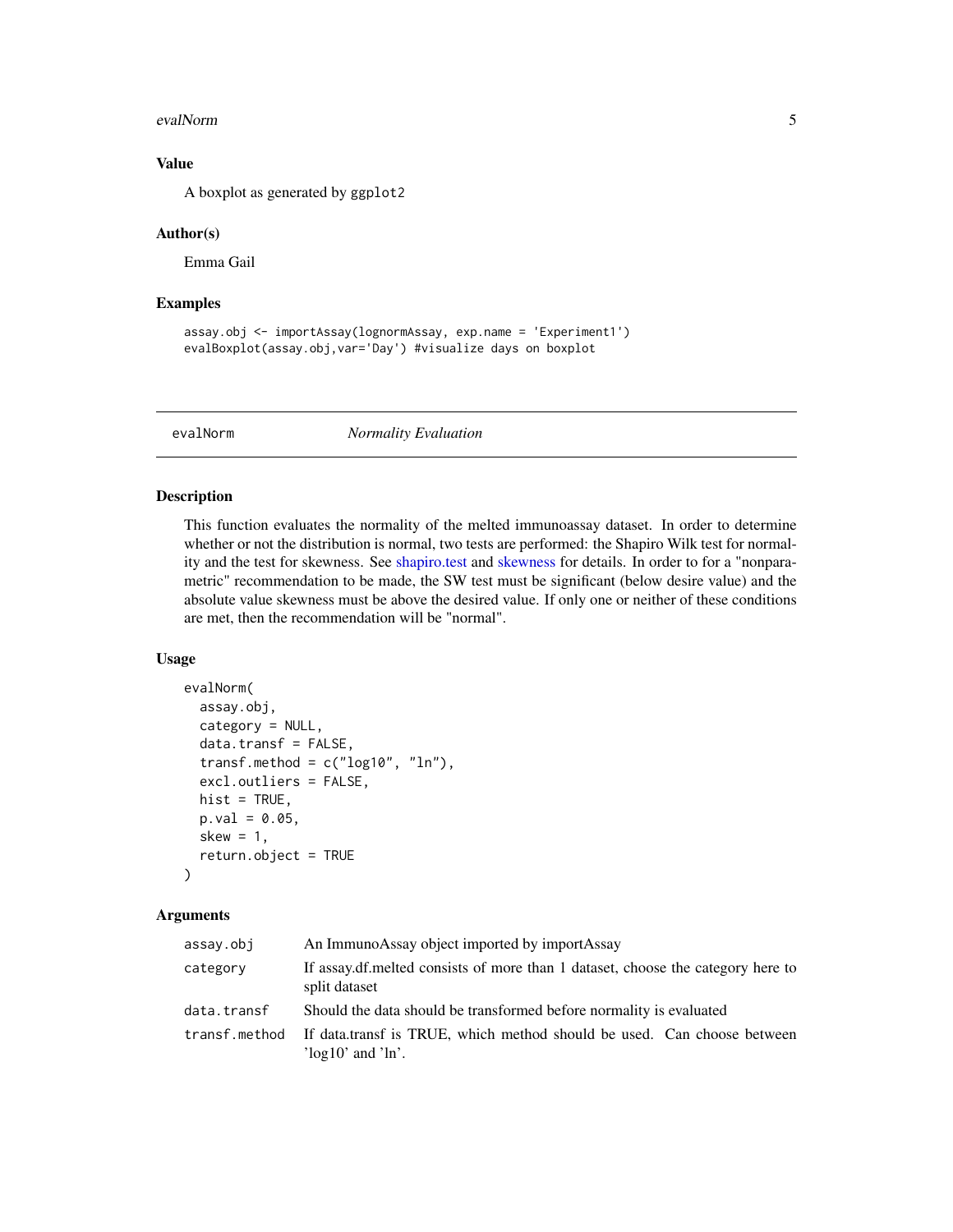### Value

A boxplot as generated by `ggplot2`

### Author(s)

Emma Gail

### Examples

```
assay.obj <- importAssay(lognormAssay, exp.name = 'Experiment1')
evalBoxplot(assay.obj,var='Day') #visualize days on boxplot
```

---

## evalNorm *Normality Evaluation*

### Description

This function evaluates the normality of the melted immunoassay dataset. In order to determine whether or not the distribution is normal, two tests are performed: the Shapiro Wilk test for normality and the test for skewness. See shapiro.test and skewness for details. In order to for a "nonparametric" recommendation to be made, the SW test must be significant (below desire value) and the absolute value skewness must be above the desired value. If only one or neither of these conditions are met, then the recommendation will be "normal".

### Usage

```
evalNorm(
  assay.obj,
  category = NULL,
  data.transf = FALSE,
  transf.method = c("log10", "ln"),
  excl.outliers = FALSE,
  hist = TRUE,
  p.val = 0.05,
  skew = 1,
  return.object = TRUE
)
```

### Arguments

| | |
|---|---|
| `assay.obj` | An ImmunoAssay object imported by importAssay |
| `category` | If assay.df.melted consists of more than 1 dataset, choose the category here to split dataset |
| `data.transf` | Should the data should be transformed before normality is evaluated |
| `transf.method` | If data.transf is TRUE, which method should be used. Can choose between 'log10' and 'ln'. |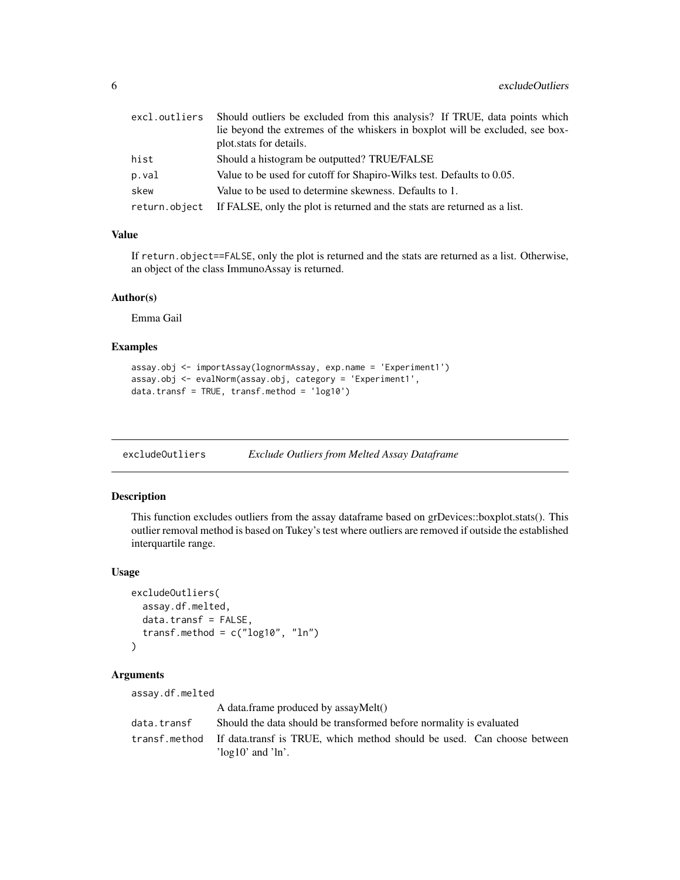| | |
|---|---|
| excl.outliers | Should outliers be excluded from this analysis? If TRUE, data points which lie beyond the extremes of the whiskers in boxplot will be excluded, see boxplot.stats for details. |
| hist | Should a histogram be outputted? TRUE/FALSE |
| p.val | Value to be used for cutoff for Shapiro-Wilks test. Defaults to 0.05. |
| skew | Value to be used to determine skewness. Defaults to 1. |
| return.object | If FALSE, only the plot is returned and the stats are returned as a list. |

### Value

If `return.object==FALSE`, only the plot is returned and the stats are returned as a list. Otherwise, an object of the class ImmunoAssay is returned.

### Author(s)

Emma Gail

### Examples

```
assay.obj <- importAssay(lognormAssay, exp.name = 'Experiment1')
assay.obj <- evalNorm(assay.obj, category = 'Experiment1',
data.transf = TRUE, transf.method = 'log10')
```

---

## excludeOutliers *Exclude Outliers from Melted Assay Dataframe*

### Description

This function excludes outliers from the assay dataframe based on grDevices::boxplot.stats(). This outlier removal method is based on Tukey's test where outliers are removed if outside the established interquartile range.

### Usage

```
excludeOutliers(
  assay.df.melted,
  data.transf = FALSE,
  transf.method = c("log10", "ln")
)
```

### Arguments

| | |
|---|---|
| assay.df.melted | A data.frame produced by assayMelt() |
| data.transf | Should the data should be transformed before normality is evaluated |
| transf.method | If data.transf is TRUE, which method should be used. Can choose between 'log10' and 'ln'. |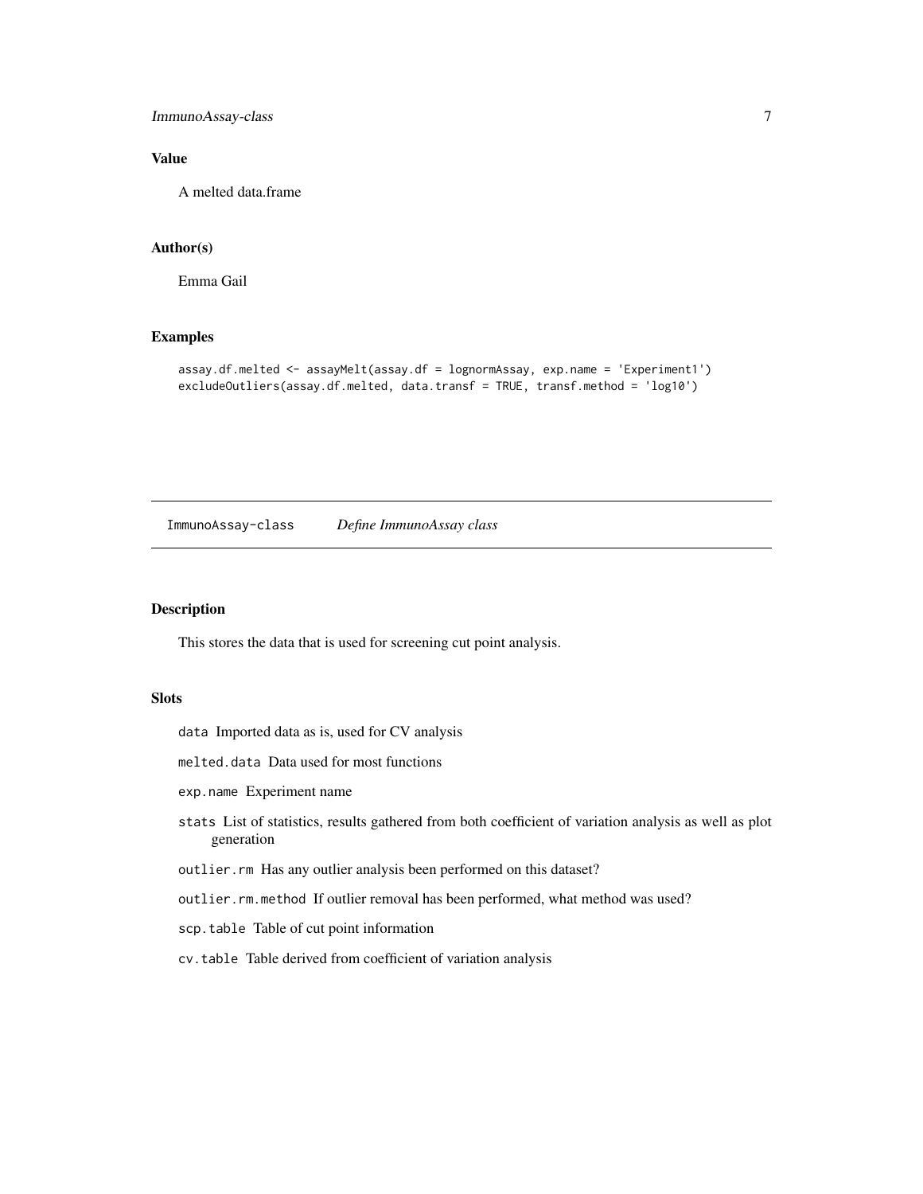### Value

A melted data.frame

### Author(s)

Emma Gail

### Examples

```
assay.df.melted <- assayMelt(assay.df = lognormAssay, exp.name = 'Experiment1')
excludeOutliers(assay.df.melted, data.transf = TRUE, transf.method = 'log10')
```

## ImmunoAssay-class    *Define ImmunoAssay class*

### Description

This stores the data that is used for screening cut point analysis.

### Slots

`data` Imported data as is, used for CV analysis

`melted.data` Data used for most functions

`exp.name` Experiment name

`stats` List of statistics, results gathered from both coefficient of variation analysis as well as plot generation

`outlier.rm` Has any outlier analysis been performed on this dataset?

`outlier.rm.method` If outlier removal has been performed, what method was used?

`scp.table` Table of cut point information

`cv.table` Table derived from coefficient of variation analysis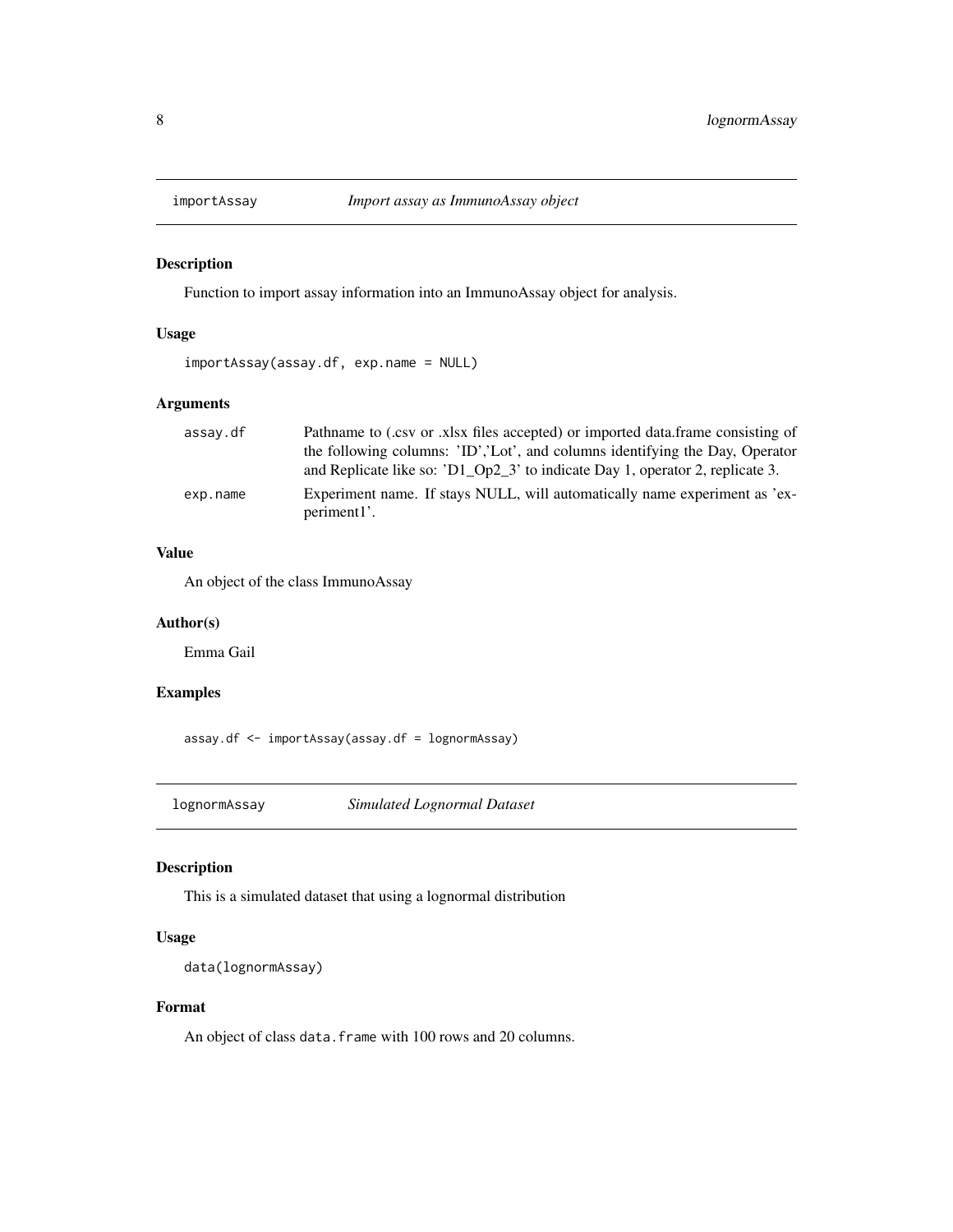## importAssay *Import assay as ImmunoAssay object*

### Description

Function to import assay information into an ImmunoAssay object for analysis.

### Usage

```
importAssay(assay.df, exp.name = NULL)
```

### Arguments

| | |
|---|---|
| `assay.df` | Pathname to (.csv or .xlsx files accepted) or imported data.frame consisting of the following columns: 'ID','Lot', and columns identifying the Day, Operator and Replicate like so: 'D1_Op2_3' to indicate Day 1, operator 2, replicate 3. |
| `exp.name` | Experiment name. If stays NULL, will automatically name experiment as 'experiment1'. |

### Value

An object of the class ImmunoAssay

### Author(s)

Emma Gail

### Examples

```
assay.df <- importAssay(assay.df = lognormAssay)
```

## lognormAssay *Simulated Lognormal Dataset*

### Description

This is a simulated dataset that using a lognormal distribution

### Usage

```
data(lognormAssay)
```

### Format

An object of class `data.frame` with 100 rows and 20 columns.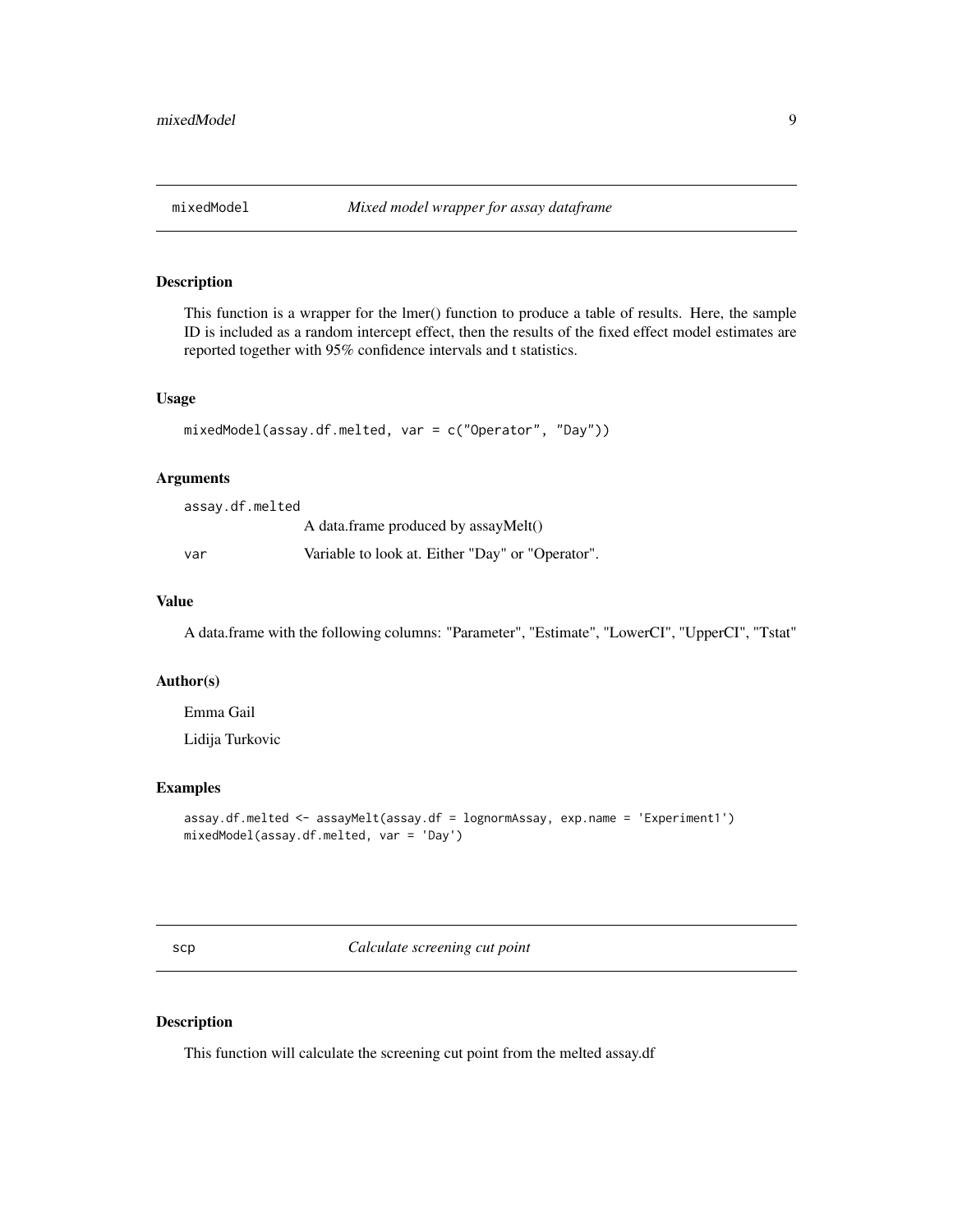## mixedModel *Mixed model wrapper for assay dataframe*

### Description

This function is a wrapper for the lmer() function to produce a table of results. Here, the sample ID is included as a random intercept effect, then the results of the fixed effect model estimates are reported together with 95% confidence intervals and t statistics.

### Usage

```
mixedModel(assay.df.melted, var = c("Operator", "Day"))
```

### Arguments

| | |
|---|---|
| assay.df.melted | A data.frame produced by assayMelt() |
| var | Variable to look at. Either "Day" or "Operator". |

### Value

A data.frame with the following columns: "Parameter", "Estimate", "LowerCI", "UpperCI", "Tstat"

### Author(s)

Emma Gail

Lidija Turkovic

### Examples

```
assay.df.melted <- assayMelt(assay.df = lognormAssay, exp.name = 'Experiment1')
mixedModel(assay.df.melted, var = 'Day')
```

## scp *Calculate screening cut point*

### Description

This function will calculate the screening cut point from the melted assay.df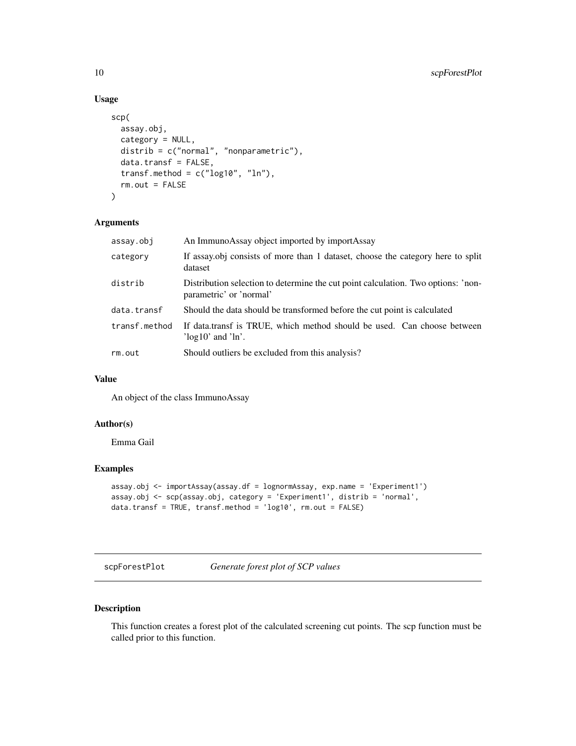## Usage

```
scp(
  assay.obj,
  category = NULL,
  distrib = c("normal", "nonparametric"),
  data.transf = FALSE,
  transf.method = c("log10", "ln"),
  rm.out = FALSE
)
```

## Arguments

| | |
|---|---|
| assay.obj | An ImmunoAssay object imported by importAssay |
| category | If assay.obj consists of more than 1 dataset, choose the category here to split dataset |
| distrib | Distribution selection to determine the cut point calculation. Two options: 'nonparametric' or 'normal' |
| data.transf | Should the data should be transformed before the cut point is calculated |
| transf.method | If data.transf is TRUE, which method should be used. Can choose between 'log10' and 'ln'. |
| rm.out | Should outliers be excluded from this analysis? |

## Value

An object of the class ImmunoAssay

## Author(s)

Emma Gail

## Examples

```
assay.obj <- importAssay(assay.df = lognormAssay, exp.name = 'Experiment1')
assay.obj <- scp(assay.obj, category = 'Experiment1', distrib = 'normal',
data.transf = TRUE, transf.method = 'log10', rm.out = FALSE)
```

---

# scpForestPlot    *Generate forest plot of SCP values*

## Description

This function creates a forest plot of the calculated screening cut points. The scp function must be called prior to this function.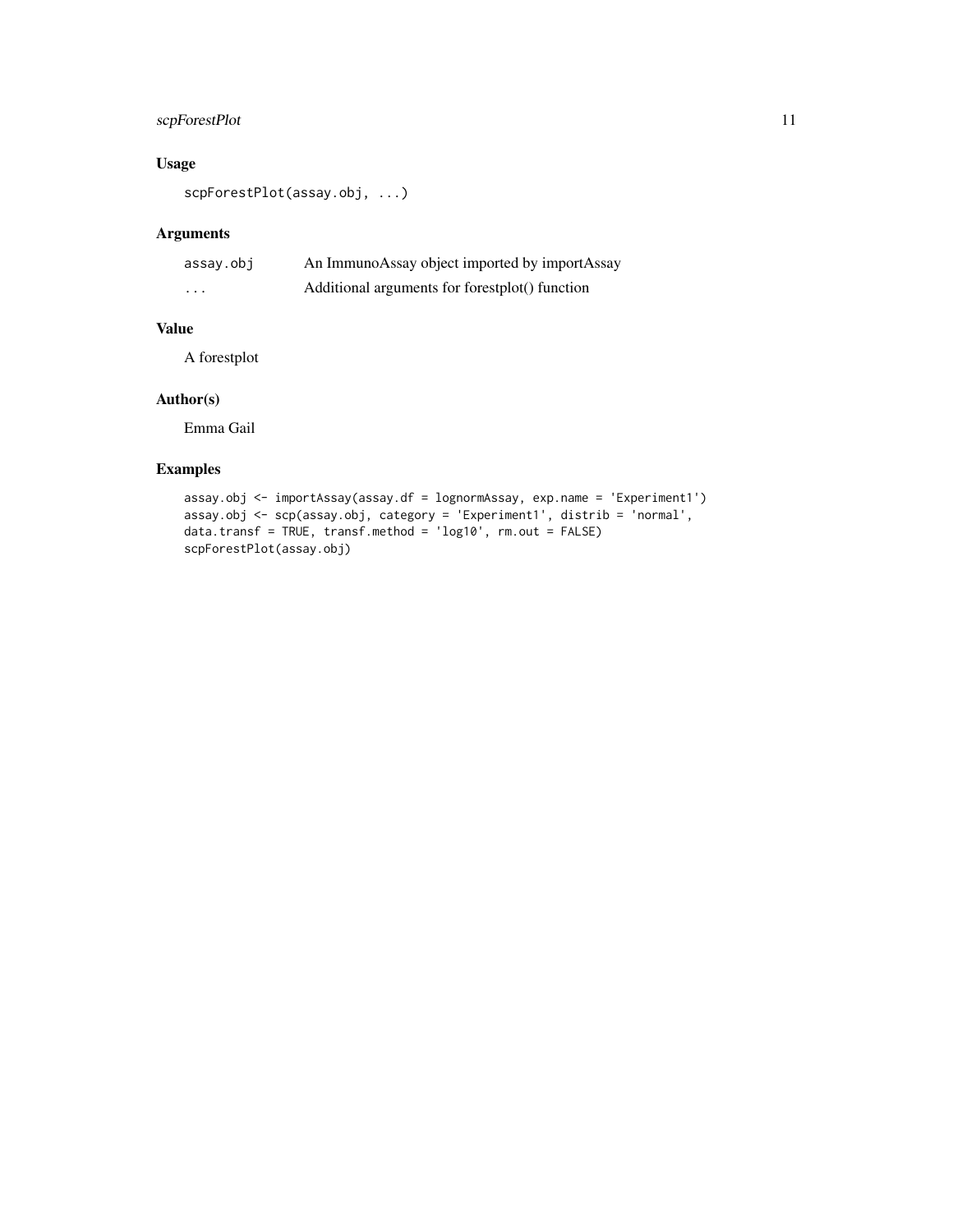## Usage

```
scpForestPlot(assay.obj, ...)
```

## Arguments

| | |
|---|---|
| assay.obj | An ImmunoAssay object imported by importAssay |
| ... | Additional arguments for forestplot() function |

## Value

A forestplot

## Author(s)

Emma Gail

## Examples

```
assay.obj <- importAssay(assay.df = lognormAssay, exp.name = 'Experiment1')
assay.obj <- scp(assay.obj, category = 'Experiment1', distrib = 'normal',
data.transf = TRUE, transf.method = 'log10', rm.out = FALSE)
scpForestPlot(assay.obj)
```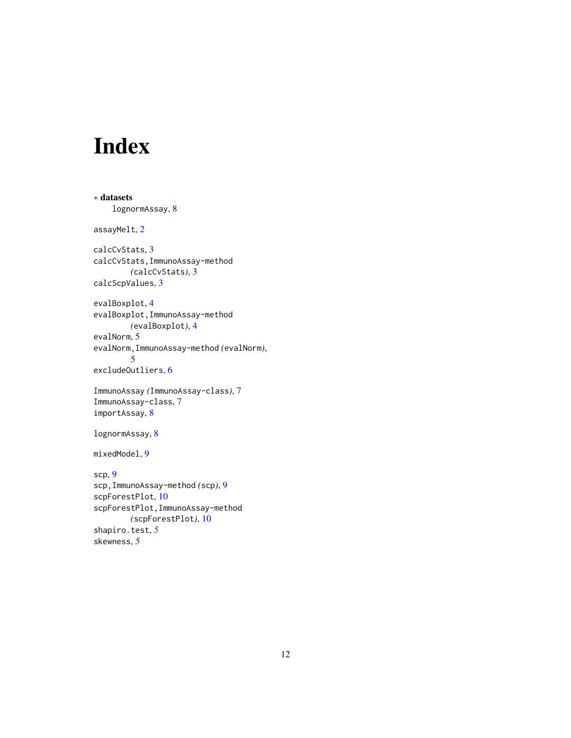# Index

∗ **datasets**
    lognormAssay, 8

assayMelt, 2

calcCvStats, 3
calcCvStats,ImmunoAssay-method
        (calcCvStats), 3
calcScpValues, 3

evalBoxplot, 4
evalBoxplot,ImmunoAssay-method
        (evalBoxplot), 4
evalNorm, 5
evalNorm,ImmunoAssay-method (evalNorm),
        5
excludeOutliers, 6

ImmunoAssay (ImmunoAssay-class), 7
ImmunoAssay-class, 7
importAssay, 8

lognormAssay, 8

mixedModel, 9

scp, 9
scp,ImmunoAssay-method (scp), 9
scpForestPlot, 10
scpForestPlot,ImmunoAssay-method
        (scpForestPlot), 10
shapiro.test, *5*
skewness, *5*